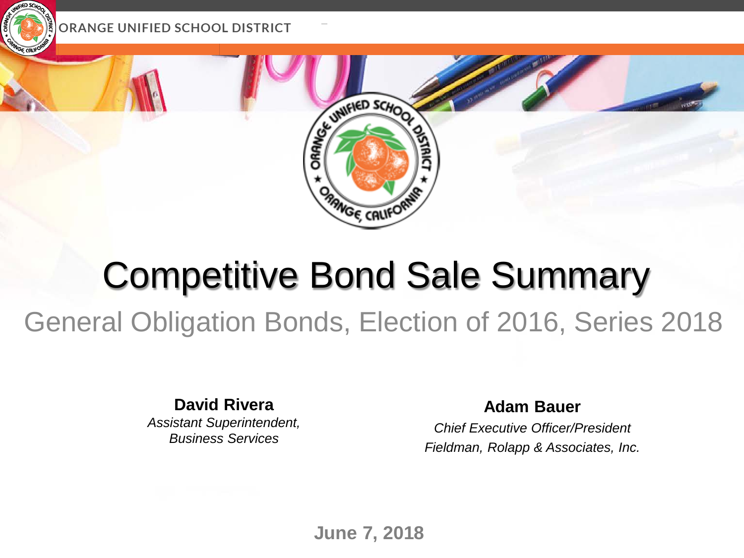ORANGE UNIFIED SCHOOL DISTRICT

# Competitive Bond Sale Summary

## General Obligation Bonds, Election of 2016, Series 2018

**David Rivera**
*Assistant Superintendent,*
*Business Services*

**Adam Bauer**
*Chief Executive Officer/President*
*Fieldman, Rolapp & Associates, Inc.*

**June 7, 2018**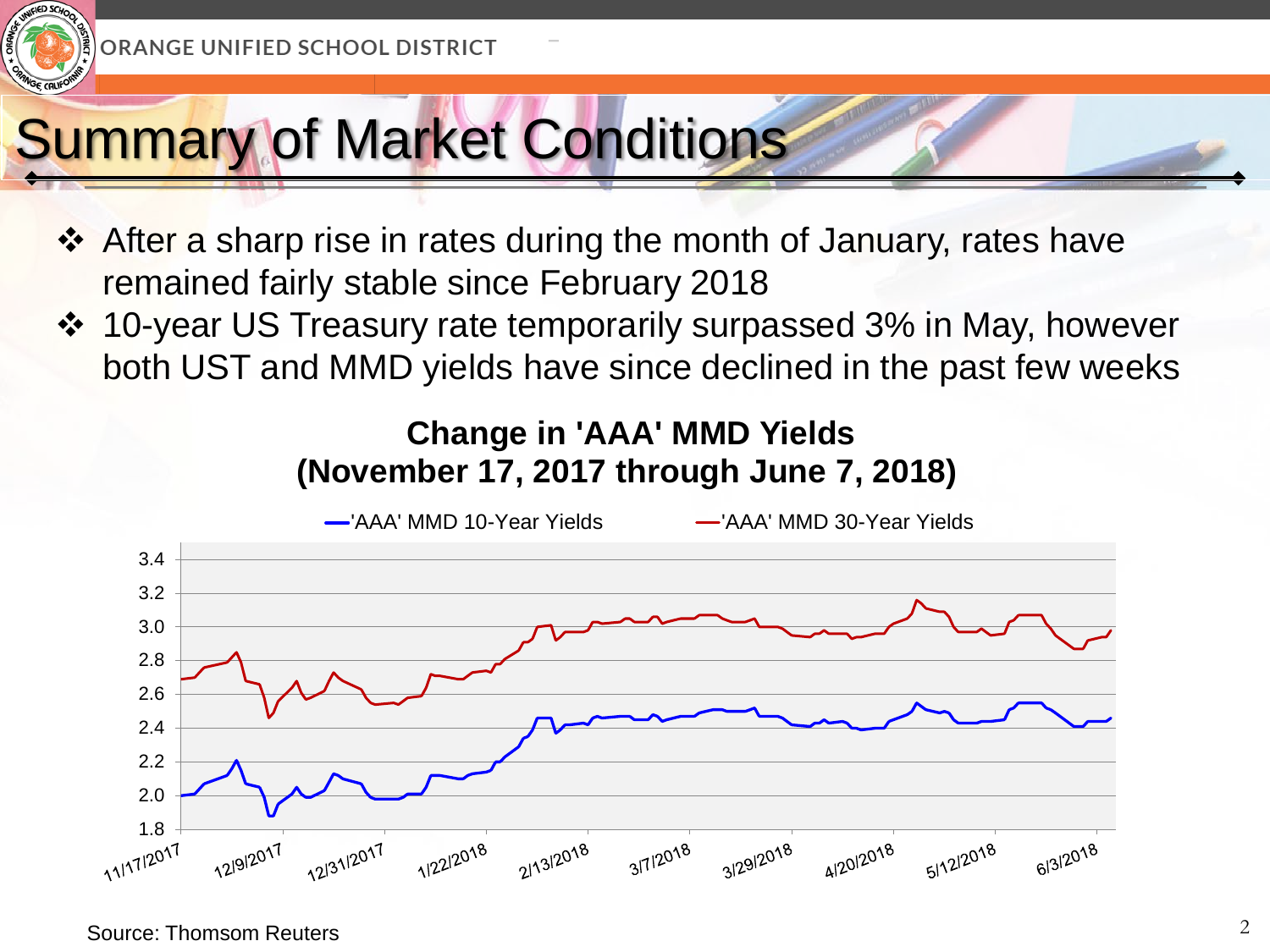# Summary of Market Conditions

- After a sharp rise in rates during the month of January, rates have remained fairly stable since February 2018
- 10-year US Treasury rate temporarily surpassed 3% in May, however both UST and MMD yields have since declined in the past few weeks

**Change in 'AAA' MMD Yields**
**(November 17, 2017 through June 7, 2018)**

Source: Thomsom Reuters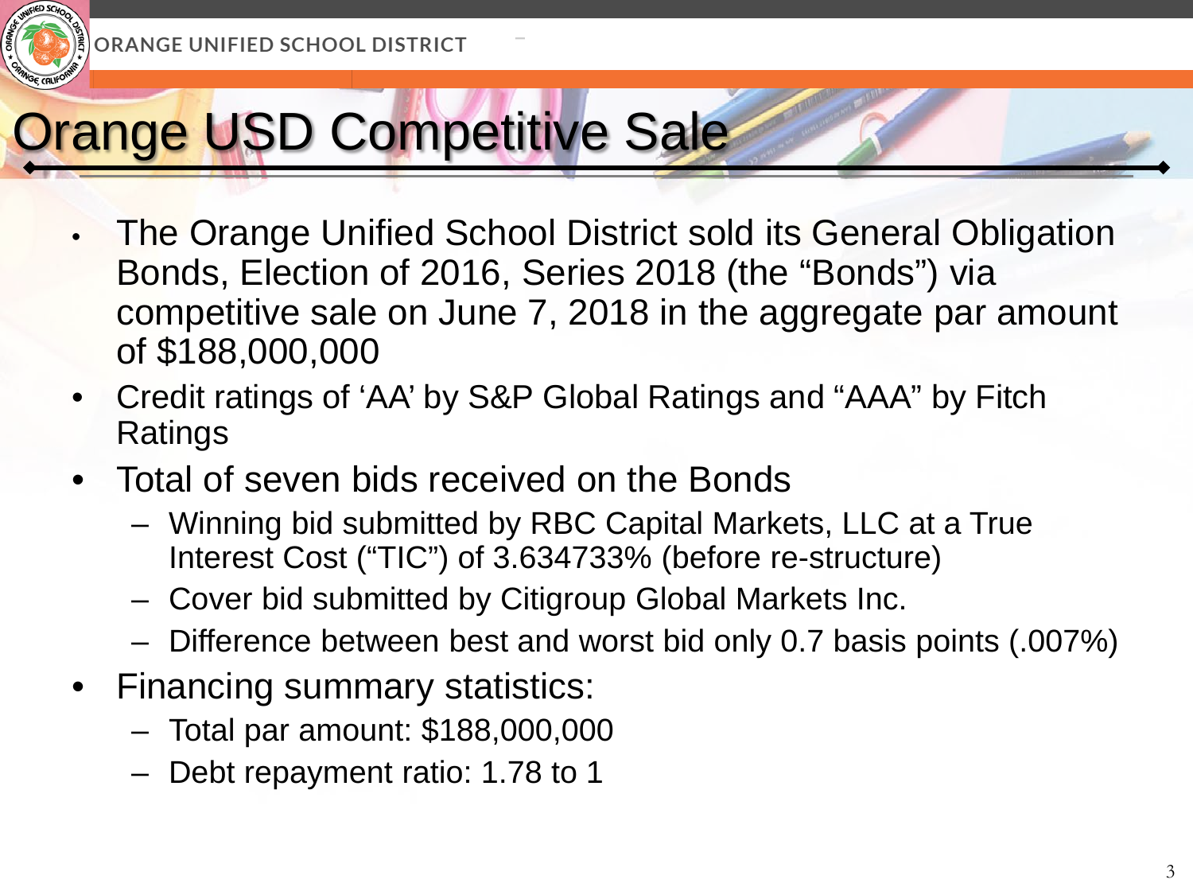# Orange USD Competitive Sale

- The Orange Unified School District sold its General Obligation Bonds, Election of 2016, Series 2018 (the "Bonds") via competitive sale on June 7, 2018 in the aggregate par amount of $188,000,000
- Credit ratings of 'AA' by S&P Global Ratings and "AAA" by Fitch Ratings
- Total of seven bids received on the Bonds
  - Winning bid submitted by RBC Capital Markets, LLC at a True Interest Cost ("TIC") of 3.634733% (before re-structure)
  - Cover bid submitted by Citigroup Global Markets Inc.
  - Difference between best and worst bid only 0.7 basis points (.007%)
- Financing summary statistics:
  - Total par amount: $188,000,000
  - Debt repayment ratio: 1.78 to 1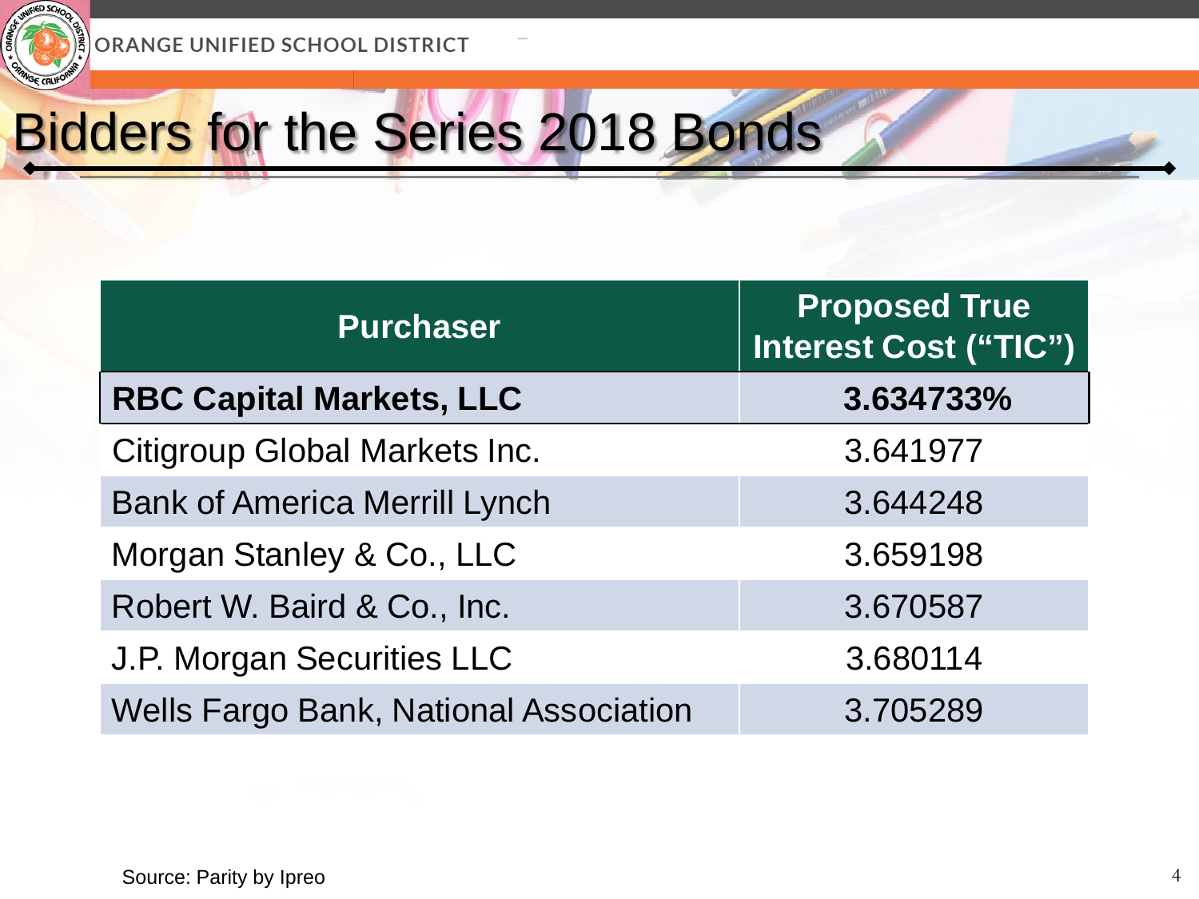# Bidders for the Series 2018 Bonds

| Purchaser | Proposed True Interest Cost (“TIC”) |
|---|---|
| **RBC Capital Markets, LLC** | **3.634733%** |
| Citigroup Global Markets Inc. | 3.641977 |
| Bank of America Merrill Lynch | 3.644248 |
| Morgan Stanley & Co., LLC | 3.659198 |
| Robert W. Baird & Co., Inc. | 3.670587 |
| J.P. Morgan Securities LLC | 3.680114 |
| Wells Fargo Bank, National Association | 3.705289 |

Source: Parity by Ipreo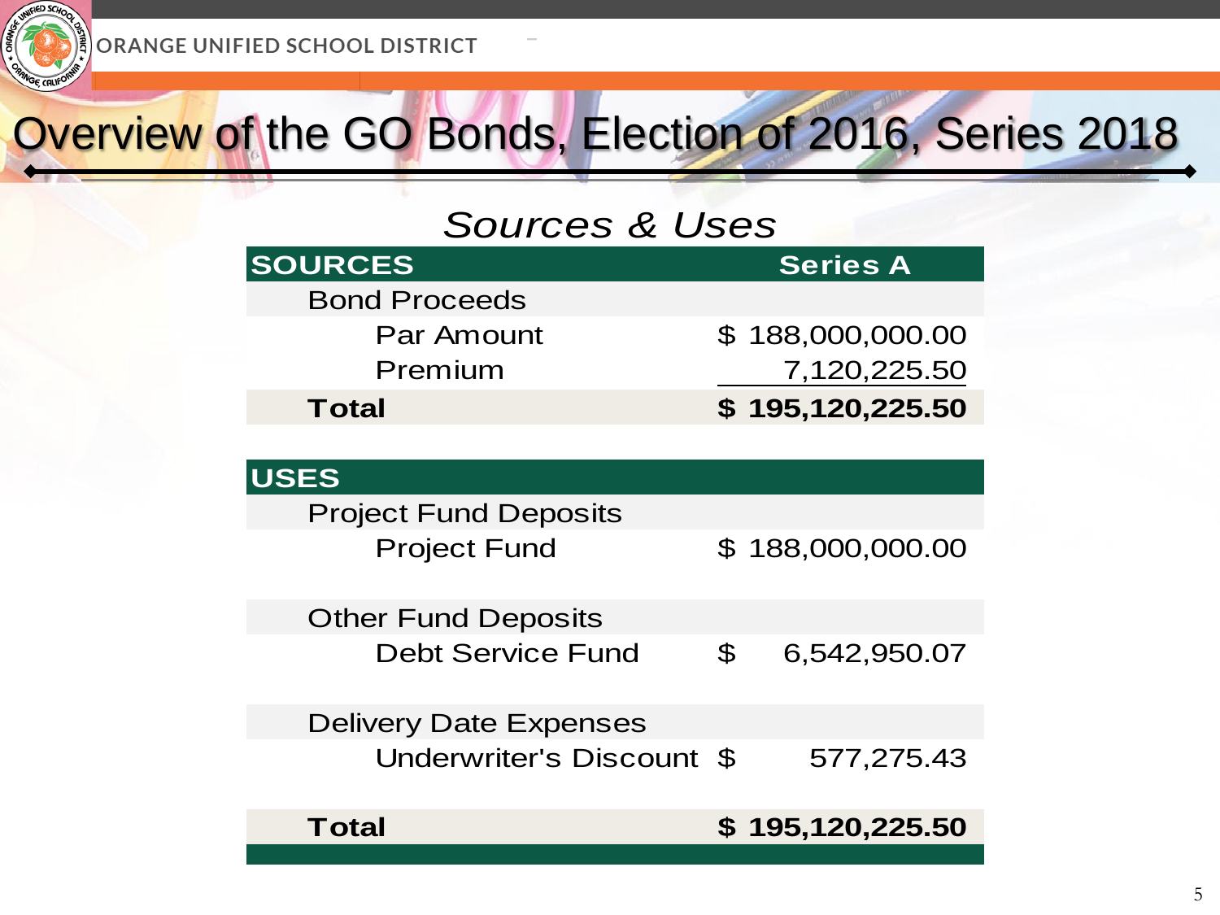# Overview of the GO Bonds, Election of 2016, Series 2018

## *Sources & Uses*

| SOURCES | Series A |
|---|---|
| Bond Proceeds | |
| Par Amount | $ 188,000,000.00 |
| Premium | 7,120,225.50 |
| **Total** | **$ 195,120,225.50** |

| USES | |
|---|---|
| Project Fund Deposits | |
| Project Fund | $ 188,000,000.00 |
| Other Fund Deposits | |
| Debt Service Fund | $ 6,542,950.07 |
| Delivery Date Expenses | |
| Underwriter's Discount | $ 577,275.43 |
| **Total** | **$ 195,120,225.50** |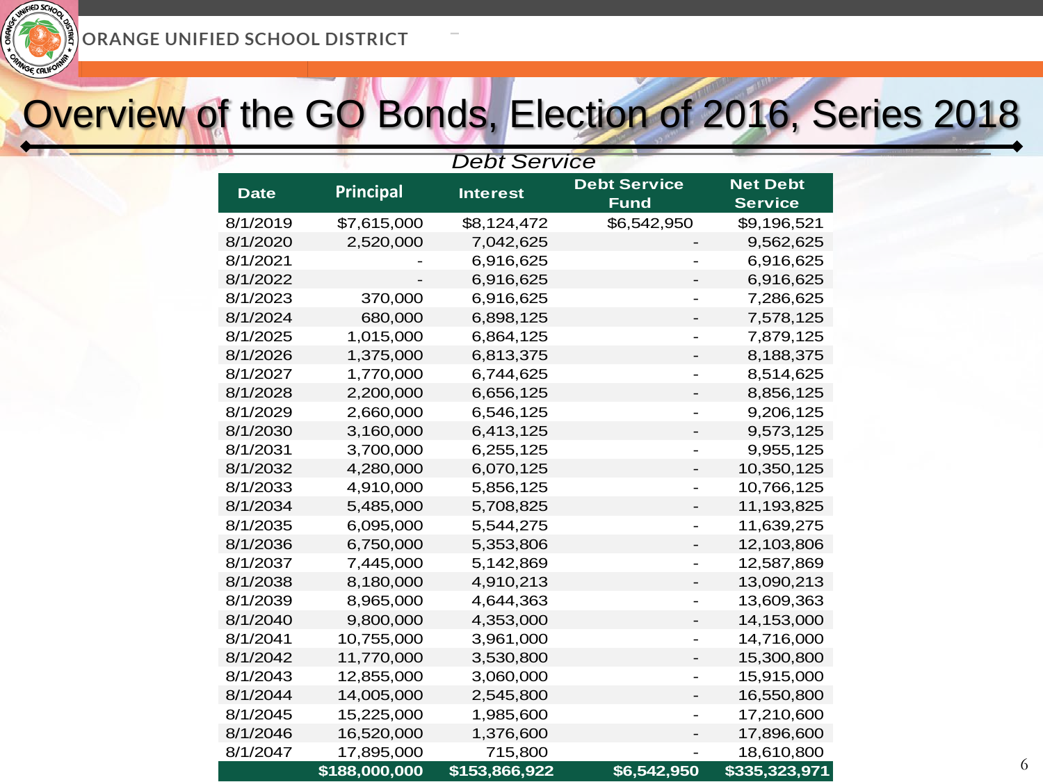# Overview of the GO Bonds, Election of 2016, Series 2018

*Debt Service*

| Date | Principal | Interest | Debt Service Fund | Net Debt Service |
|---|---|---|---|---|
| 8/1/2019 | $7,615,000 | $8,124,472 | $6,542,950 | $9,196,521 |
| 8/1/2020 | 2,520,000 | 7,042,625 | - | 9,562,625 |
| 8/1/2021 | - | 6,916,625 | - | 6,916,625 |
| 8/1/2022 | - | 6,916,625 | - | 6,916,625 |
| 8/1/2023 | 370,000 | 6,916,625 | - | 7,286,625 |
| 8/1/2024 | 680,000 | 6,898,125 | - | 7,578,125 |
| 8/1/2025 | 1,015,000 | 6,864,125 | - | 7,879,125 |
| 8/1/2026 | 1,375,000 | 6,813,375 | - | 8,188,375 |
| 8/1/2027 | 1,770,000 | 6,744,625 | - | 8,514,625 |
| 8/1/2028 | 2,200,000 | 6,656,125 | - | 8,856,125 |
| 8/1/2029 | 2,660,000 | 6,546,125 | - | 9,206,125 |
| 8/1/2030 | 3,160,000 | 6,413,125 | - | 9,573,125 |
| 8/1/2031 | 3,700,000 | 6,255,125 | - | 9,955,125 |
| 8/1/2032 | 4,280,000 | 6,070,125 | - | 10,350,125 |
| 8/1/2033 | 4,910,000 | 5,856,125 | - | 10,766,125 |
| 8/1/2034 | 5,485,000 | 5,708,825 | - | 11,193,825 |
| 8/1/2035 | 6,095,000 | 5,544,275 | - | 11,639,275 |
| 8/1/2036 | 6,750,000 | 5,353,806 | - | 12,103,806 |
| 8/1/2037 | 7,445,000 | 5,142,869 | - | 12,587,869 |
| 8/1/2038 | 8,180,000 | 4,910,213 | - | 13,090,213 |
| 8/1/2039 | 8,965,000 | 4,644,363 | - | 13,609,363 |
| 8/1/2040 | 9,800,000 | 4,353,000 | - | 14,153,000 |
| 8/1/2041 | 10,755,000 | 3,961,000 | - | 14,716,000 |
| 8/1/2042 | 11,770,000 | 3,530,800 | - | 15,300,800 |
| 8/1/2043 | 12,855,000 | 3,060,000 | - | 15,915,000 |
| 8/1/2044 | 14,005,000 | 2,545,800 | - | 16,550,800 |
| 8/1/2045 | 15,225,000 | 1,985,600 | - | 17,210,600 |
| 8/1/2046 | 16,520,000 | 1,376,600 | - | 17,896,600 |
| 8/1/2047 | 17,895,000 | 715,800 | - | 18,610,800 |
| | $188,000,000 | $153,866,922 | $6,542,950 | $335,323,971 |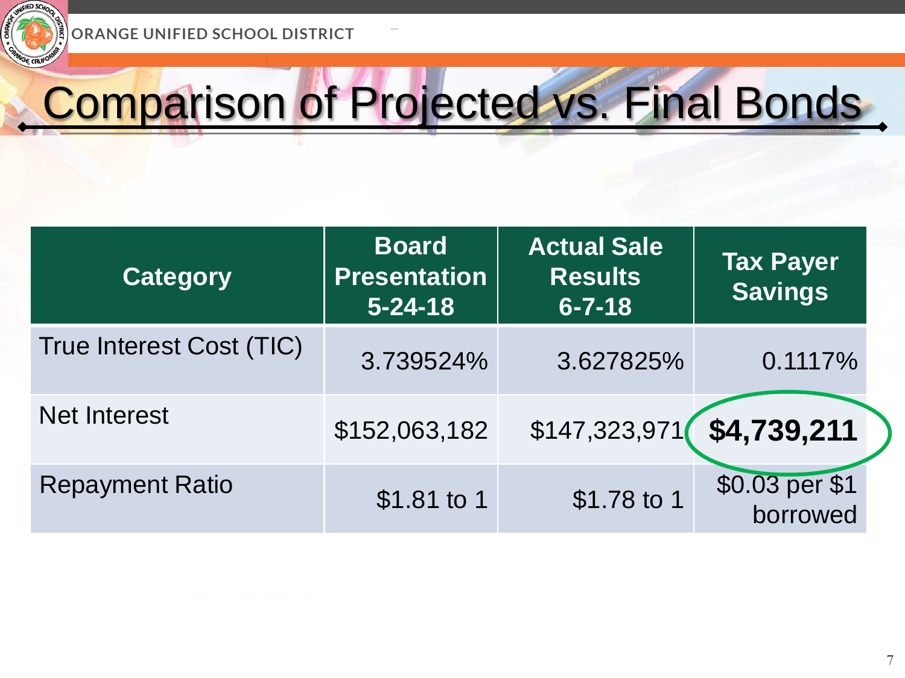# Comparison of Projected vs. Final Bonds

| Category | Board Presentation 5-24-18 | Actual Sale Results 6-7-18 | Tax Payer Savings |
|---|---|---|---|
| True Interest Cost (TIC) | 3.739524% | 3.627825% | 0.1117% |
| Net Interest | $152,063,182 | $147,323,971 | **$4,739,211** |
| Repayment Ratio | $1.81 to 1 | $1.78 to 1 | $0.03 per $1 borrowed |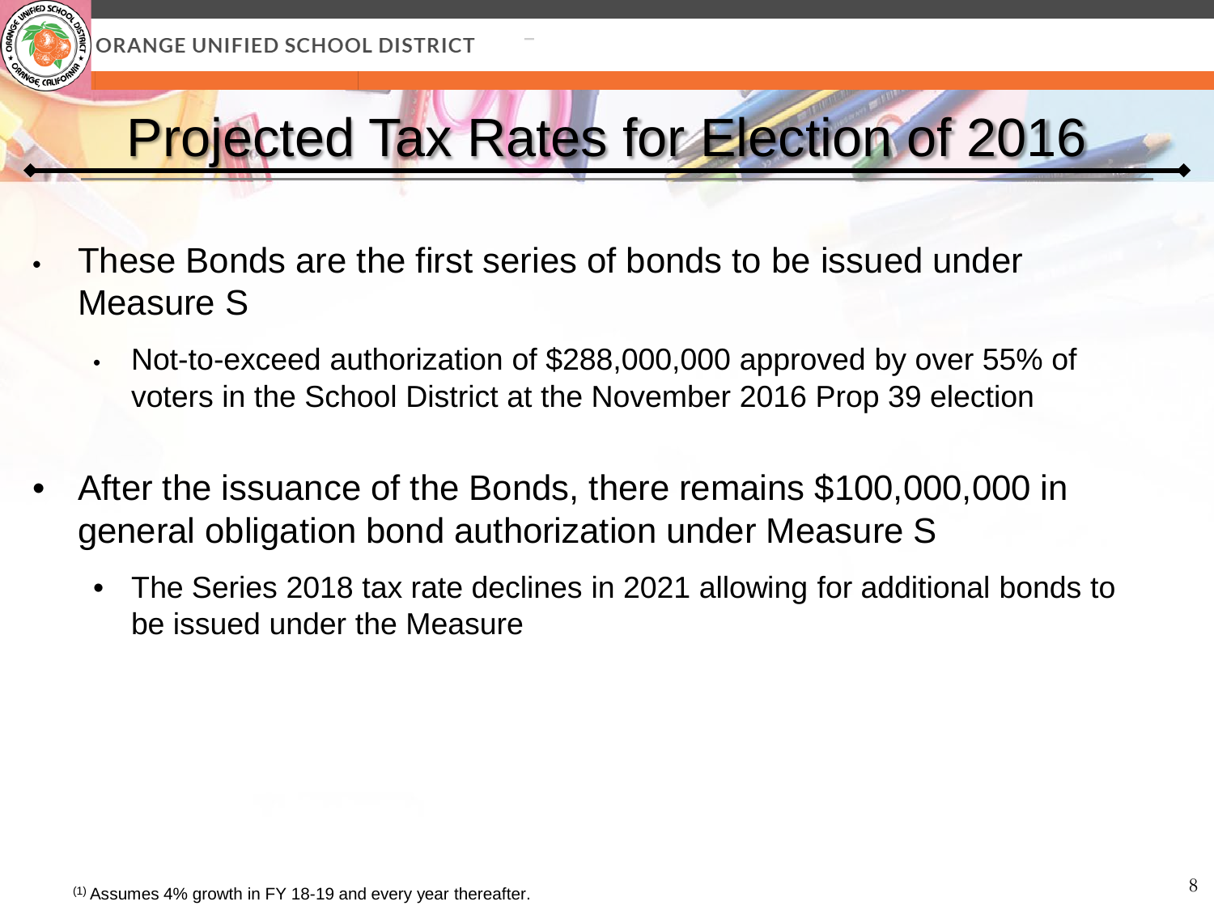# Projected Tax Rates for Election of 2016

- These Bonds are the first series of bonds to be issued under Measure S
  - Not-to-exceed authorization of $288,000,000 approved by over 55% of voters in the School District at the November 2016 Prop 39 election

- After the issuance of the Bonds, there remains $100,000,000 in general obligation bond authorization under Measure S
  - The Series 2018 tax rate declines in 2021 allowing for additional bonds to be issued under the Measure

(1) Assumes 4% growth in FY 18-19 and every year thereafter.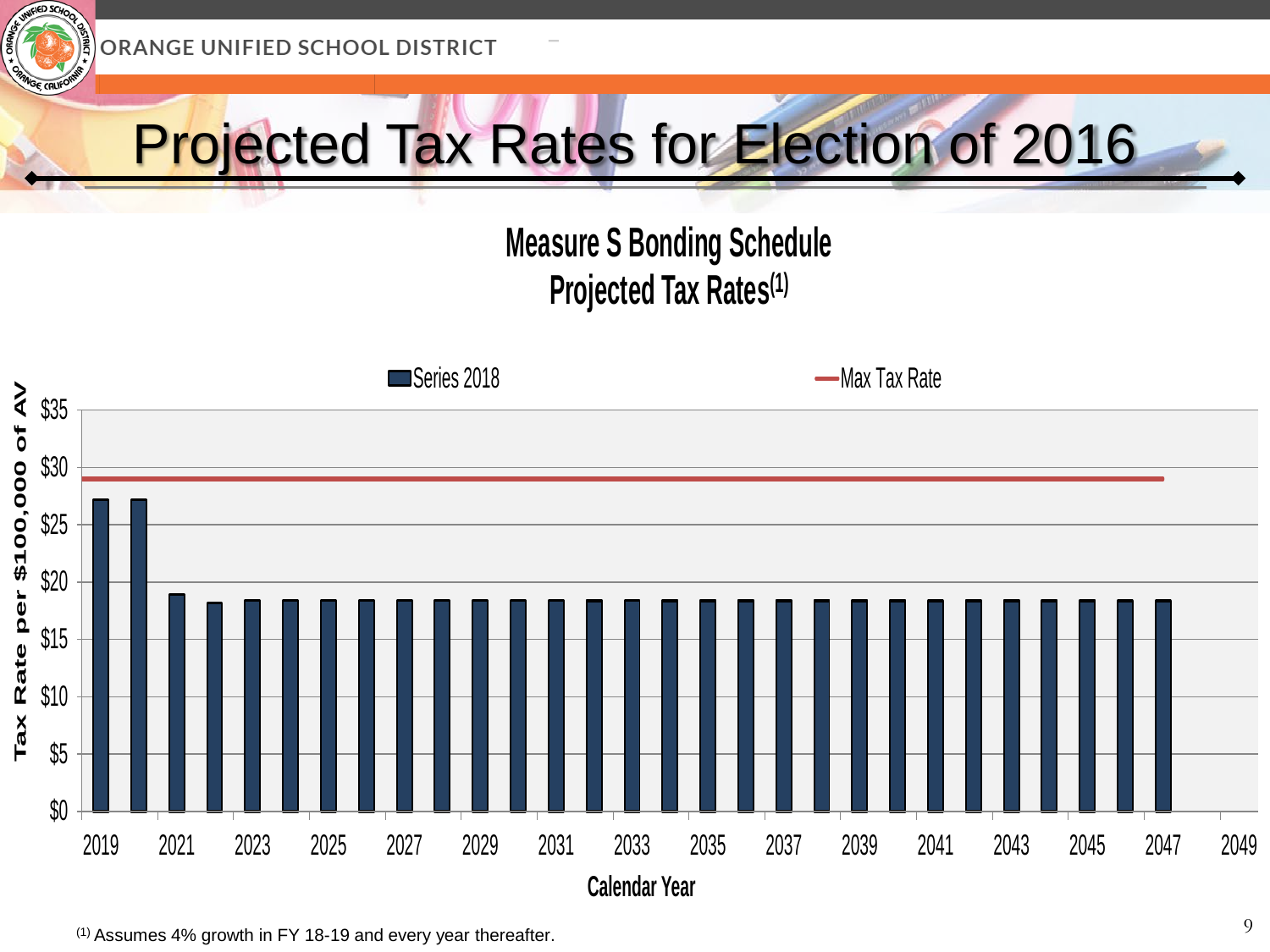# Projected Tax Rates for Election of 2016

## Measure S Bonding Schedule
## Projected Tax Rates(1)

Series 2018

Max Tax Rate

Tax Rate per $100,000 of AV

$35
$30
$25
$20
$15
$10
$5
$0

2019 2021 2023 2025 2027 2029 2031 2033 2035 2037 2039 2041 2043 2045 2047 2049

Calendar Year

(1) Assumes 4% growth in FY 18-19 and every year thereafter.